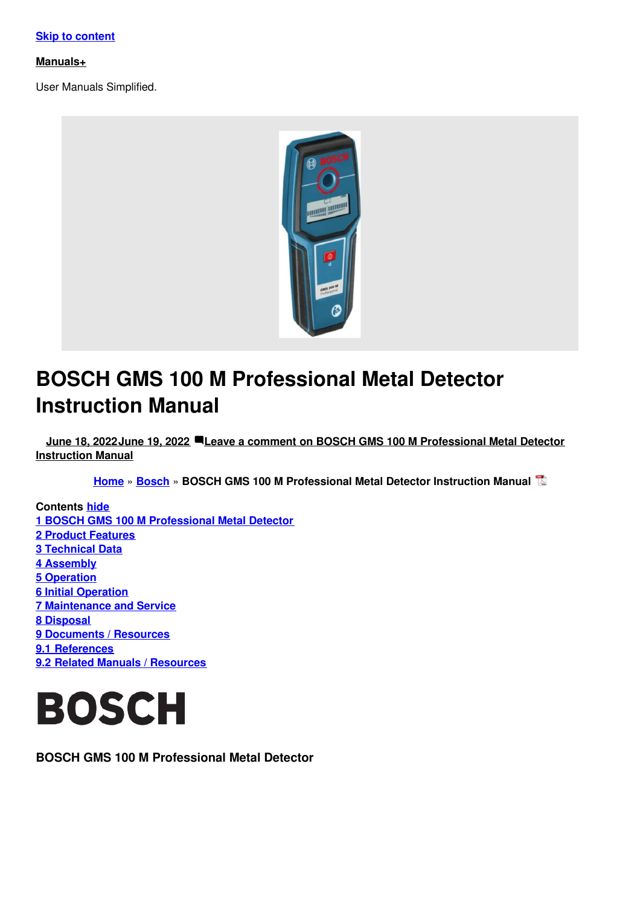[Skip to content](#)

**Manuals+**

User Manuals Simplified.

# BOSCH GMS 100 M Professional Metal Detector Instruction Manual

June 18, 2022June 19, 2022 Leave a comment on BOSCH GMS 100 M Professional Metal Detector Instruction Manual

Home » Bosch » BOSCH GMS 100 M Professional Metal Detector Instruction Manual

**Contents** hide
1 BOSCH GMS 100 M Professional Metal Detector
2 Product Features
3 Technical Data
4 Assembly
5 Operation
6 Initial Operation
7 Maintenance and Service
8 Disposal
9 Documents / Resources
9.1 References
9.2 Related Manuals / Resources

BOSCH

**BOSCH GMS 100 M Professional Metal Detector**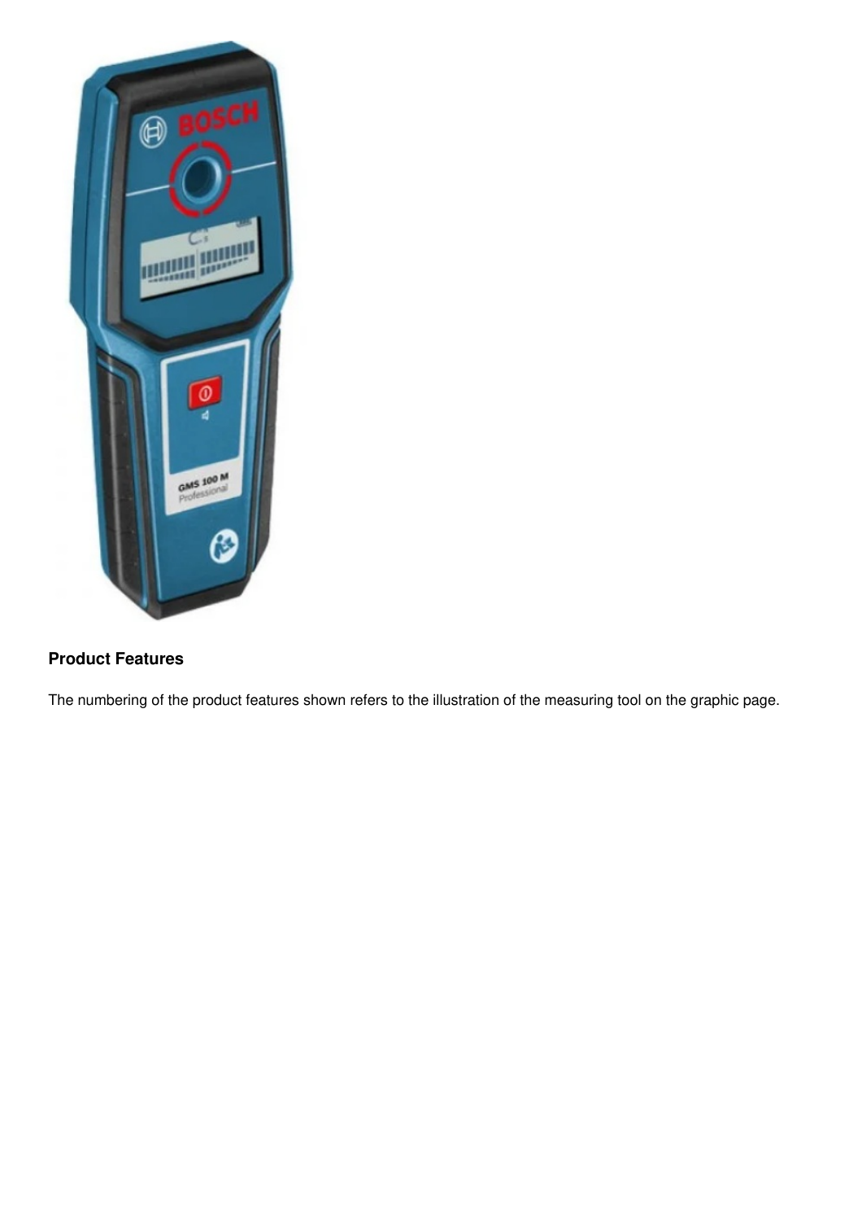**Product Features**

The numbering of the product features shown refers to the illustration of the measuring tool on the graphic page.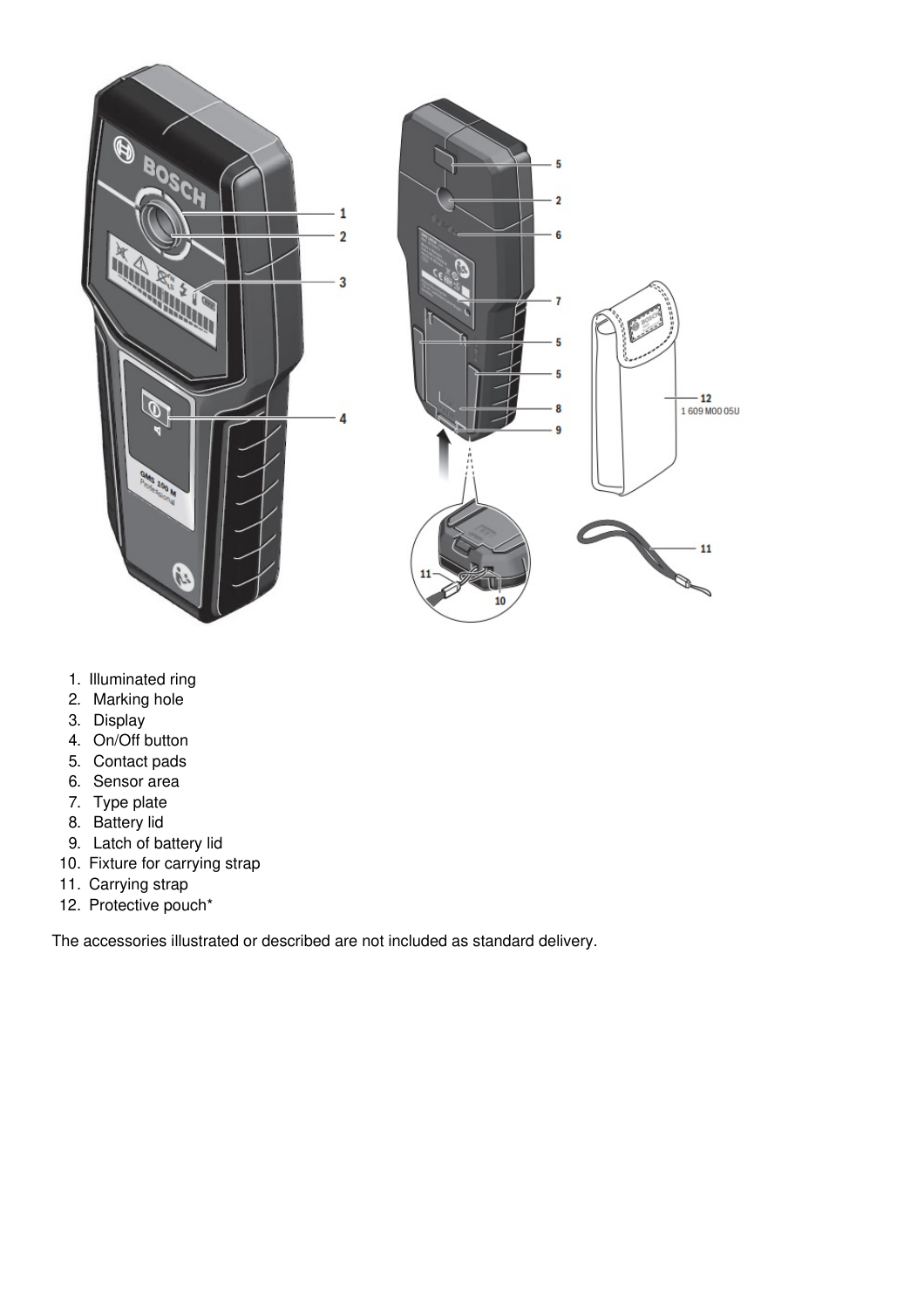1. Illuminated ring
2. Marking hole
3. Display
4. On/Off button
5. Contact pads
6. Sensor area
7. Type plate
8. Battery lid
9. Latch of battery lid
10. Fixture for carrying strap
11. Carrying strap
12. Protective pouch*

The accessories illustrated or described are not included as standard delivery.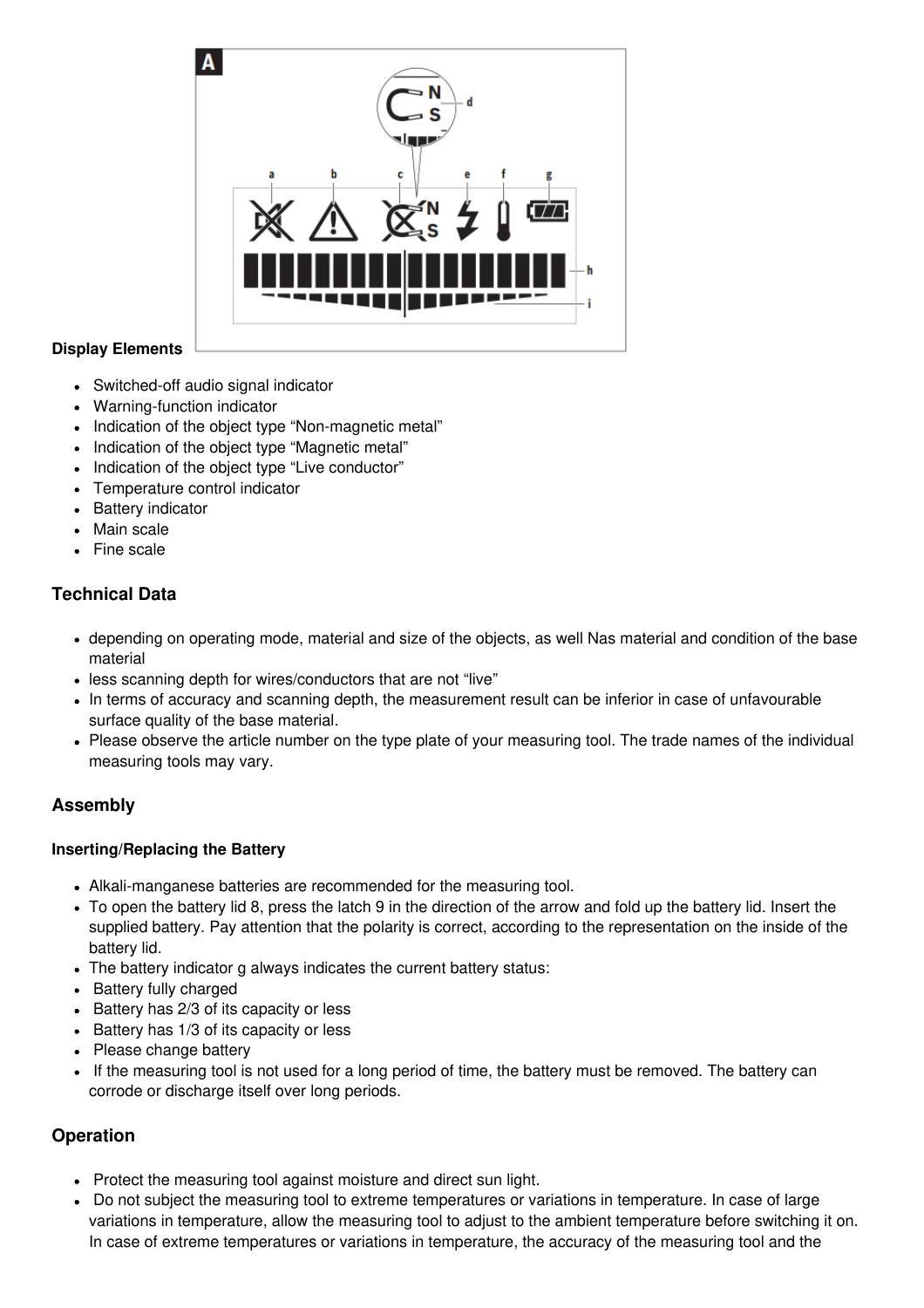**Display Elements**

- Switched-off audio signal indicator
- Warning-function indicator
- Indication of the object type “Non-magnetic metal”
- Indication of the object type “Magnetic metal”
- Indication of the object type “Live conductor”
- Temperature control indicator
- Battery indicator
- Main scale
- Fine scale

## Technical Data

- depending on operating mode, material and size of the objects, as well Nas material and condition of the base material
- less scanning depth for wires/conductors that are not “live”
- In terms of accuracy and scanning depth, the measurement result can be inferior in case of unfavourable surface quality of the base material.
- Please observe the article number on the type plate of your measuring tool. The trade names of the individual measuring tools may vary.

## Assembly

### Inserting/Replacing the Battery

- Alkali-manganese batteries are recommended for the measuring tool.
- To open the battery lid 8, press the latch 9 in the direction of the arrow and fold up the battery lid. Insert the supplied battery. Pay attention that the polarity is correct, according to the representation on the inside of the battery lid.
- The battery indicator g always indicates the current battery status:
- Battery fully charged
- Battery has 2/3 of its capacity or less
- Battery has 1/3 of its capacity or less
- Please change battery
- If the measuring tool is not used for a long period of time, the battery must be removed. The battery can corrode or discharge itself over long periods.

## Operation

- Protect the measuring tool against moisture and direct sun light.
- Do not subject the measuring tool to extreme temperatures or variations in temperature. In case of large variations in temperature, allow the measuring tool to adjust to the ambient temperature before switching it on. In case of extreme temperatures or variations in temperature, the accuracy of the measuring tool and the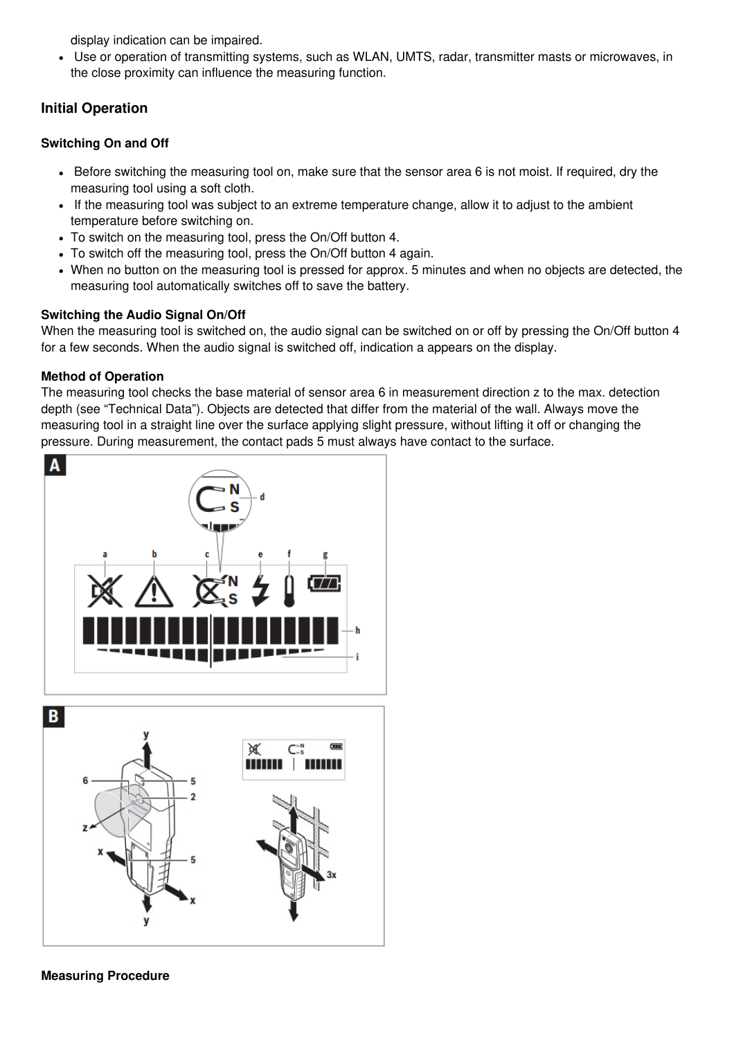display indication can be impaired.

- Use or operation of transmitting systems, such as WLAN, UMTS, radar, transmitter masts or microwaves, in the close proximity can influence the measuring function.

## Initial Operation

### Switching On and Off

- Before switching the measuring tool on, make sure that the sensor area 6 is not moist. If required, dry the measuring tool using a soft cloth.
- If the measuring tool was subject to an extreme temperature change, allow it to adjust to the ambient temperature before switching on.
- To switch on the measuring tool, press the On/Off button 4.
- To switch off the measuring tool, press the On/Off button 4 again.
- When no button on the measuring tool is pressed for approx. 5 minutes and when no objects are detected, the measuring tool automatically switches off to save the battery.

**Switching the Audio Signal On/Off**
When the measuring tool is switched on, the audio signal can be switched on or off by pressing the On/Off button 4 for a few seconds. When the audio signal is switched off, indication a appears on the display.

**Method of Operation**
The measuring tool checks the base material of sensor area 6 in measurement direction z to the max. detection depth (see "Technical Data"). Objects are detected that differ from the material of the wall. Always move the measuring tool in a straight line over the surface applying slight pressure, without lifting it off or changing the pressure. During measurement, the contact pads 5 must always have contact to the surface.

**Measuring Procedure**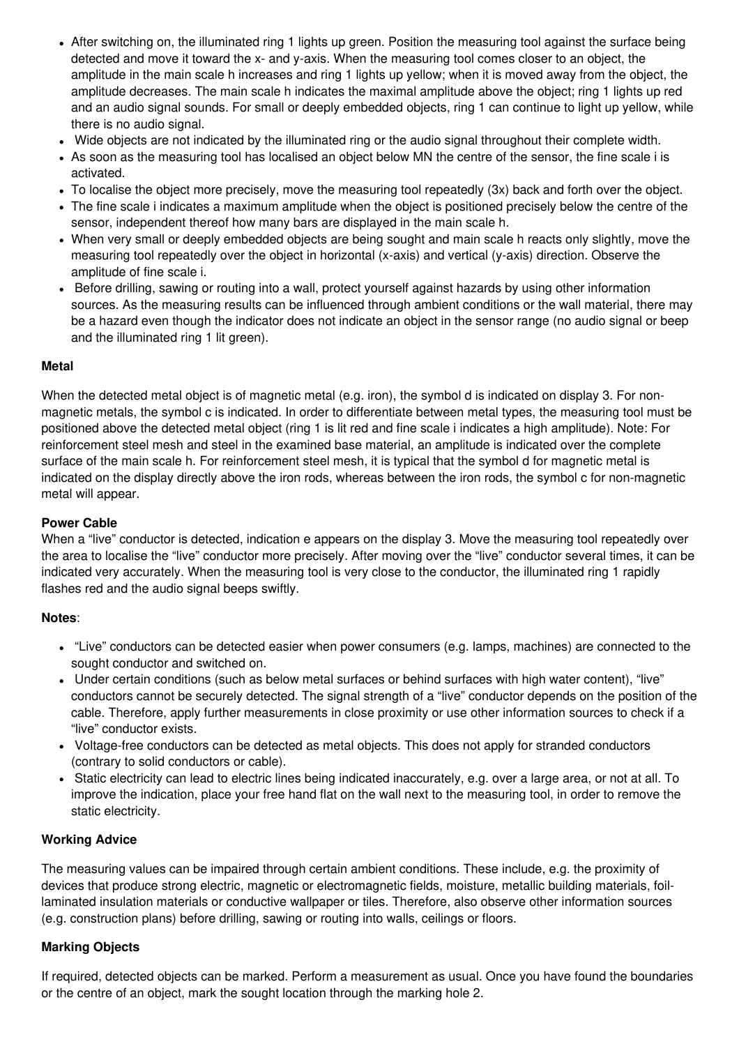- After switching on, the illuminated ring 1 lights up green. Position the measuring tool against the surface being detected and move it toward the x- and y-axis. When the measuring tool comes closer to an object, the amplitude in the main scale h increases and ring 1 lights up yellow; when it is moved away from the object, the amplitude decreases. The main scale h indicates the maximal amplitude above the object; ring 1 lights up red and an audio signal sounds. For small or deeply embedded objects, ring 1 can continue to light up yellow, while there is no audio signal.
- Wide objects are not indicated by the illuminated ring or the audio signal throughout their complete width.
- As soon as the measuring tool has localised an object below MN the centre of the sensor, the fine scale i is activated.
- To localise the object more precisely, move the measuring tool repeatedly (3x) back and forth over the object.
- The fine scale i indicates a maximum amplitude when the object is positioned precisely below the centre of the sensor, independent thereof how many bars are displayed in the main scale h.
- When very small or deeply embedded objects are being sought and main scale h reacts only slightly, move the measuring tool repeatedly over the object in horizontal (x-axis) and vertical (y-axis) direction. Observe the amplitude of fine scale i.
- Before drilling, sawing or routing into a wall, protect yourself against hazards by using other information sources. As the measuring results can be influenced through ambient conditions or the wall material, there may be a hazard even though the indicator does not indicate an object in the sensor range (no audio signal or beep and the illuminated ring 1 lit green).

**Metal**

When the detected metal object is of magnetic metal (e.g. iron), the symbol d is indicated on display 3. For non-magnetic metals, the symbol c is indicated. In order to differentiate between metal types, the measuring tool must be positioned above the detected metal object (ring 1 is lit red and fine scale i indicates a high amplitude). Note: For reinforcement steel mesh and steel in the examined base material, an amplitude is indicated over the complete surface of the main scale h. For reinforcement steel mesh, it is typical that the symbol d for magnetic metal is indicated on the display directly above the iron rods, whereas between the iron rods, the symbol c for non-magnetic metal will appear.

**Power Cable**

When a “live” conductor is detected, indication e appears on the display 3. Move the measuring tool repeatedly over the area to localise the “live” conductor more precisely. After moving over the “live” conductor several times, it can be indicated very accurately. When the measuring tool is very close to the conductor, the illuminated ring 1 rapidly flashes red and the audio signal beeps swiftly.

**Notes**:

- “Live” conductors can be detected easier when power consumers (e.g. lamps, machines) are connected to the sought conductor and switched on.
- Under certain conditions (such as below metal surfaces or behind surfaces with high water content), “live” conductors cannot be securely detected. The signal strength of a “live” conductor depends on the position of the cable. Therefore, apply further measurements in close proximity or use other information sources to check if a “live” conductor exists.
- Voltage-free conductors can be detected as metal objects. This does not apply for stranded conductors (contrary to solid conductors or cable).
- Static electricity can lead to electric lines being indicated inaccurately, e.g. over a large area, or not at all. To improve the indication, place your free hand flat on the wall next to the measuring tool, in order to remove the static electricity.

**Working Advice**

The measuring values can be impaired through certain ambient conditions. These include, e.g. the proximity of devices that produce strong electric, magnetic or electromagnetic fields, moisture, metallic building materials, foil-laminated insulation materials or conductive wallpaper or tiles. Therefore, also observe other information sources (e.g. construction plans) before drilling, sawing or routing into walls, ceilings or floors.

**Marking Objects**

If required, detected objects can be marked. Perform a measurement as usual. Once you have found the boundaries or the centre of an object, mark the sought location through the marking hole 2.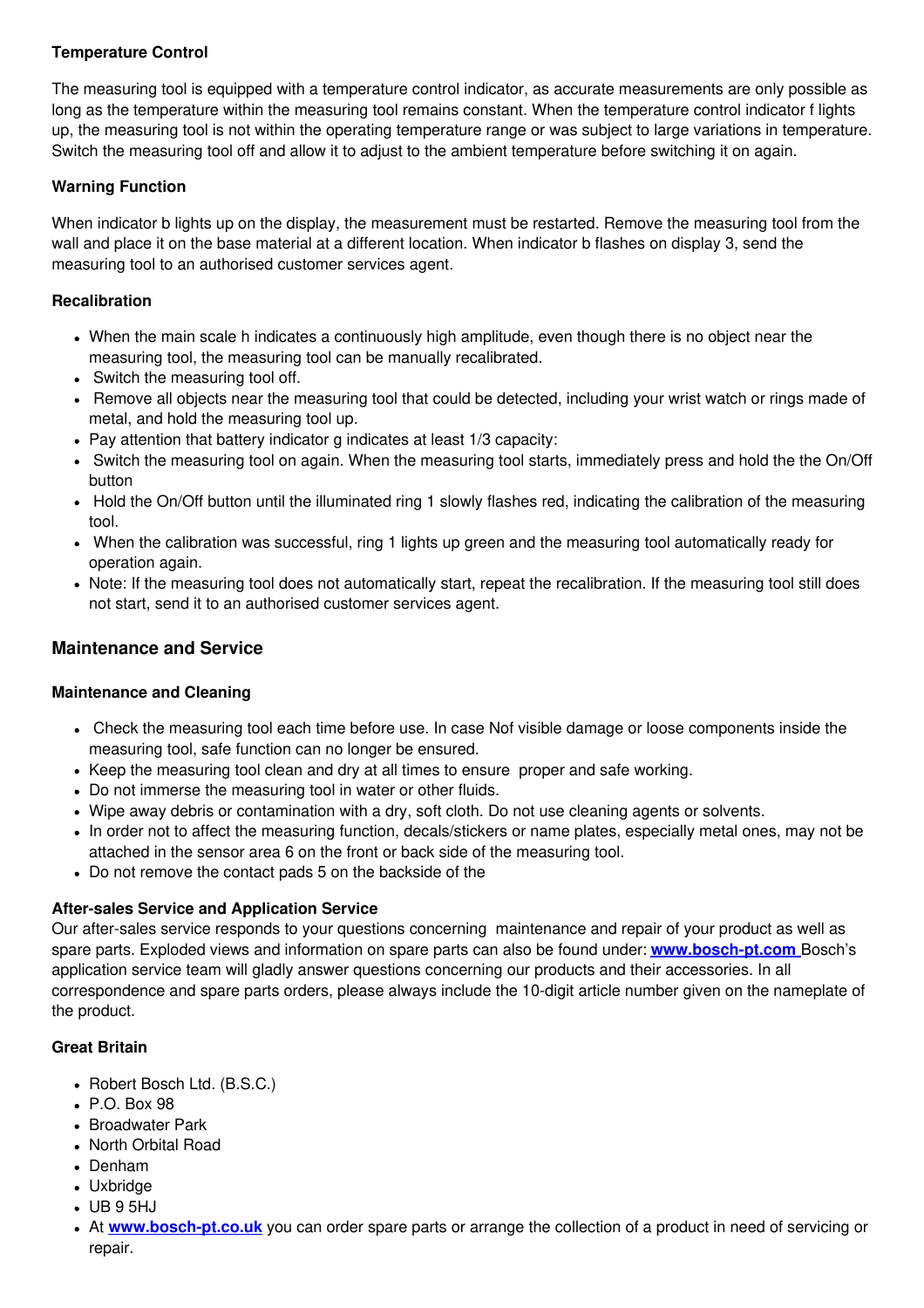**Temperature Control**

The measuring tool is equipped with a temperature control indicator, as accurate measurements are only possible as long as the temperature within the measuring tool remains constant. When the temperature control indicator f lights up, the measuring tool is not within the operating temperature range or was subject to large variations in temperature. Switch the measuring tool off and allow it to adjust to the ambient temperature before switching it on again.

**Warning Function**

When indicator b lights up on the display, the measurement must be restarted. Remove the measuring tool from the wall and place it on the base material at a different location. When indicator b flashes on display 3, send the measuring tool to an authorised customer services agent.

**Recalibration**

- When the main scale h indicates a continuously high amplitude, even though there is no object near the measuring tool, the measuring tool can be manually recalibrated.
- Switch the measuring tool off.
- Remove all objects near the measuring tool that could be detected, including your wrist watch or rings made of metal, and hold the measuring tool up.
- Pay attention that battery indicator g indicates at least 1/3 capacity:
- Switch the measuring tool on again. When the measuring tool starts, immediately press and hold the the On/Off button
- Hold the On/Off button until the illuminated ring 1 slowly flashes red, indicating the calibration of the measuring tool.
- When the calibration was successful, ring 1 lights up green and the measuring tool automatically ready for operation again.
- Note: If the measuring tool does not automatically start, repeat the recalibration. If the measuring tool still does not start, send it to an authorised customer services agent.

## Maintenance and Service

**Maintenance and Cleaning**

- Check the measuring tool each time before use. In case Nof visible damage or loose components inside the measuring tool, safe function can no longer be ensured.
- Keep the measuring tool clean and dry at all times to ensure proper and safe working.
- Do not immerse the measuring tool in water or other fluids.
- Wipe away debris or contamination with a dry, soft cloth. Do not use cleaning agents or solvents.
- In order not to affect the measuring function, decals/stickers or name plates, especially metal ones, may not be attached in the sensor area 6 on the front or back side of the measuring tool.
- Do not remove the contact pads 5 on the backside of the

**After-sales Service and Application Service**

Our after-sales service responds to your questions concerning maintenance and repair of your product as well as spare parts. Exploded views and information on spare parts can also be found under: **www.bosch-pt.com** Bosch's application service team will gladly answer questions concerning our products and their accessories. In all correspondence and spare parts orders, please always include the 10-digit article number given on the nameplate of the product.

**Great Britain**

- Robert Bosch Ltd. (B.S.C.)
- P.O. Box 98
- Broadwater Park
- North Orbital Road
- Denham
- Uxbridge
- UB 9 5HJ
- At **www.bosch-pt.co.uk** you can order spare parts or arrange the collection of a product in need of servicing or repair.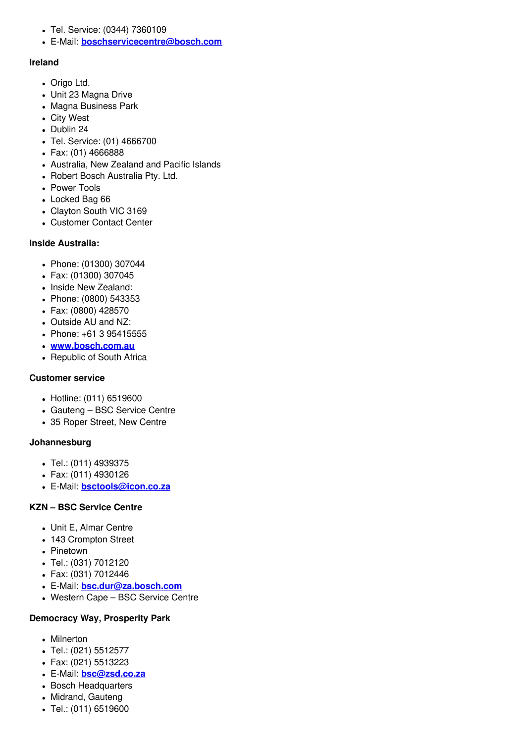- Tel. Service: (0344) 7360109
- E-Mail: **boschservicecentre@bosch.com**

**Ireland**

- Origo Ltd.
- Unit 23 Magna Drive
- Magna Business Park
- City West
- Dublin 24
- Tel. Service: (01) 4666700
- Fax: (01) 4666888
- Australia, New Zealand and Pacific Islands
- Robert Bosch Australia Pty. Ltd.
- Power Tools
- Locked Bag 66
- Clayton South VIC 3169
- Customer Contact Center

**Inside Australia:**

- Phone: (01300) 307044
- Fax: (01300) 307045
- Inside New Zealand:
- Phone: (0800) 543353
- Fax: (0800) 428570
- Outside AU and NZ:
- Phone: +61 3 95415555
- **www.bosch.com.au**
- Republic of South Africa

**Customer service**

- Hotline: (011) 6519600
- Gauteng – BSC Service Centre
- 35 Roper Street, New Centre

**Johannesburg**

- Tel.: (011) 4939375
- Fax: (011) 4930126
- E-Mail: **bsctools@icon.co.za**

**KZN – BSC Service Centre**

- Unit E, Almar Centre
- 143 Crompton Street
- Pinetown
- Tel.: (031) 7012120
- Fax: (031) 7012446
- E-Mail: **bsc.dur@za.bosch.com**
- Western Cape – BSC Service Centre

**Democracy Way, Prosperity Park**

- Milnerton
- Tel.: (021) 5512577
- Fax: (021) 5513223
- E-Mail: **bsc@zsd.co.za**
- Bosch Headquarters
- Midrand, Gauteng
- Tel.: (011) 6519600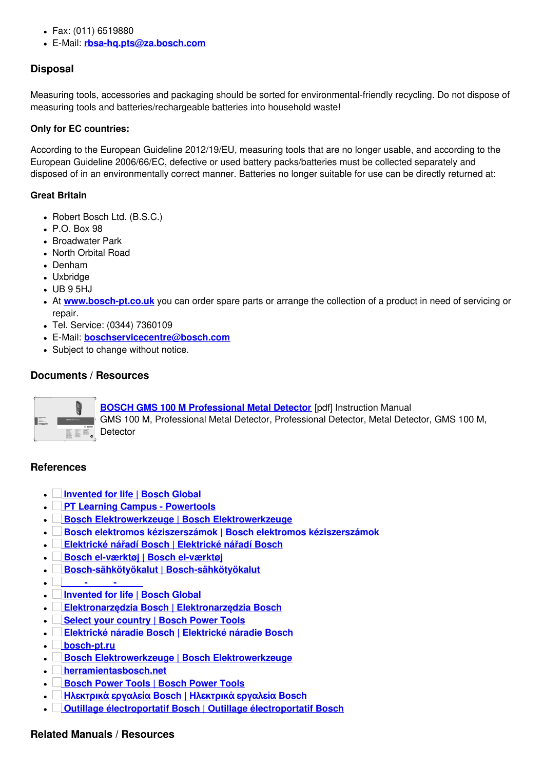- Fax: (011) 6519880
- E-Mail: rbsa-hq.pts@za.bosch.com

## Disposal

Measuring tools, accessories and packaging should be sorted for environmental-friendly recycling. Do not dispose of measuring tools and batteries/rechargeable batteries into household waste!

**Only for EC countries:**

According to the European Guideline 2012/19/EU, measuring tools that are no longer usable, and according to the European Guideline 2006/66/EC, defective or used battery packs/batteries must be collected separately and disposed of in an environmentally correct manner. Batteries no longer suitable for use can be directly returned at:

**Great Britain**

- Robert Bosch Ltd. (B.S.C.)
- P.O. Box 98
- Broadwater Park
- North Orbital Road
- Denham
- Uxbridge
- UB 9 5HJ
- At www.bosch-pt.co.uk you can order spare parts or arrange the collection of a product in need of servicing or repair.
- Tel. Service: (0344) 7360109
- E-Mail: boschservicecentre@bosch.com
- Subject to change without notice.

## Documents / Resources

BOSCH GMS 100 M Professional Metal Detector [pdf] Instruction Manual
GMS 100 M, Professional Metal Detector, Professional Detector, Metal Detector, GMS 100 M, Detector

## References

- Invented for life | Bosch Global
- PT Learning Campus - Powertools
- Bosch Elektrowerkzeuge | Bosch Elektrowerkzeuge
- Bosch elektromos kéziszerszámok | Bosch elektromos kéziszerszámok
- Elektrické nářadí Bosch | Elektrické nářadí Bosch
- Bosch el-værktøj | Bosch el-værktøj
- Bosch-sähkötyökalut | Bosch-sähkötyökalut
- - -
- Invented for life | Bosch Global
- Elektronarzędzia Bosch | Elektronarzędzia Bosch
- Select your country | Bosch Power Tools
- Elektrické náradie Bosch | Elektrické náradie Bosch
- bosch-pt.ru
- Bosch Elektrowerkzeuge | Bosch Elektrowerkzeuge
- herramientasbosch.net
- Bosch Power Tools | Bosch Power Tools
- Ηλεκτρικά εργαλεία Bosch | Ηλεκτρικά εργαλεία Bosch
- Outillage électroportatif Bosch | Outillage électroportatif Bosch

## Related Manuals / Resources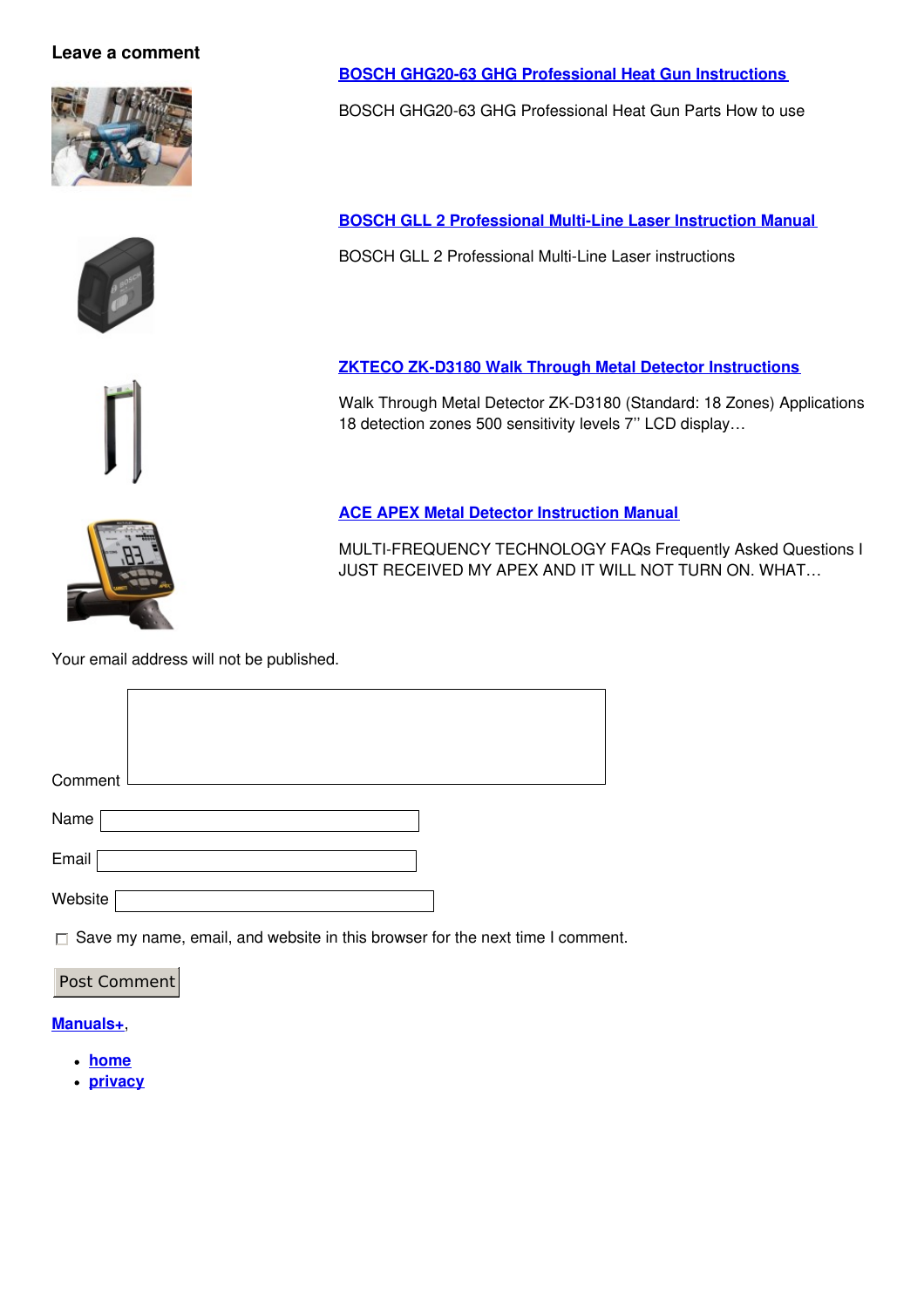## Leave a comment

**BOSCH GHG20-63 GHG Professional Heat Gun Instructions**

BOSCH GHG20-63 GHG Professional Heat Gun Parts How to use

**BOSCH GLL 2 Professional Multi-Line Laser Instruction Manual**

BOSCH GLL 2 Professional Multi-Line Laser instructions

**ZKTECO ZK-D3180 Walk Through Metal Detector Instructions**

Walk Through Metal Detector ZK-D3180 (Standard: 18 Zones) Applications 18 detection zones 500 sensitivity levels 7'' LCD display…

**ACE APEX Metal Detector Instruction Manual**

MULTI-FREQUENCY TECHNOLOGY FAQs Frequently Asked Questions I JUST RECEIVED MY APEX AND IT WILL NOT TURN ON. WHAT…

Your email address will not be published.

Comment

Name

Email

Website

☐ Save my name, email, and website in this browser for the next time I comment.

Post Comment

**Manuals+**,

- **home**
- **privacy**